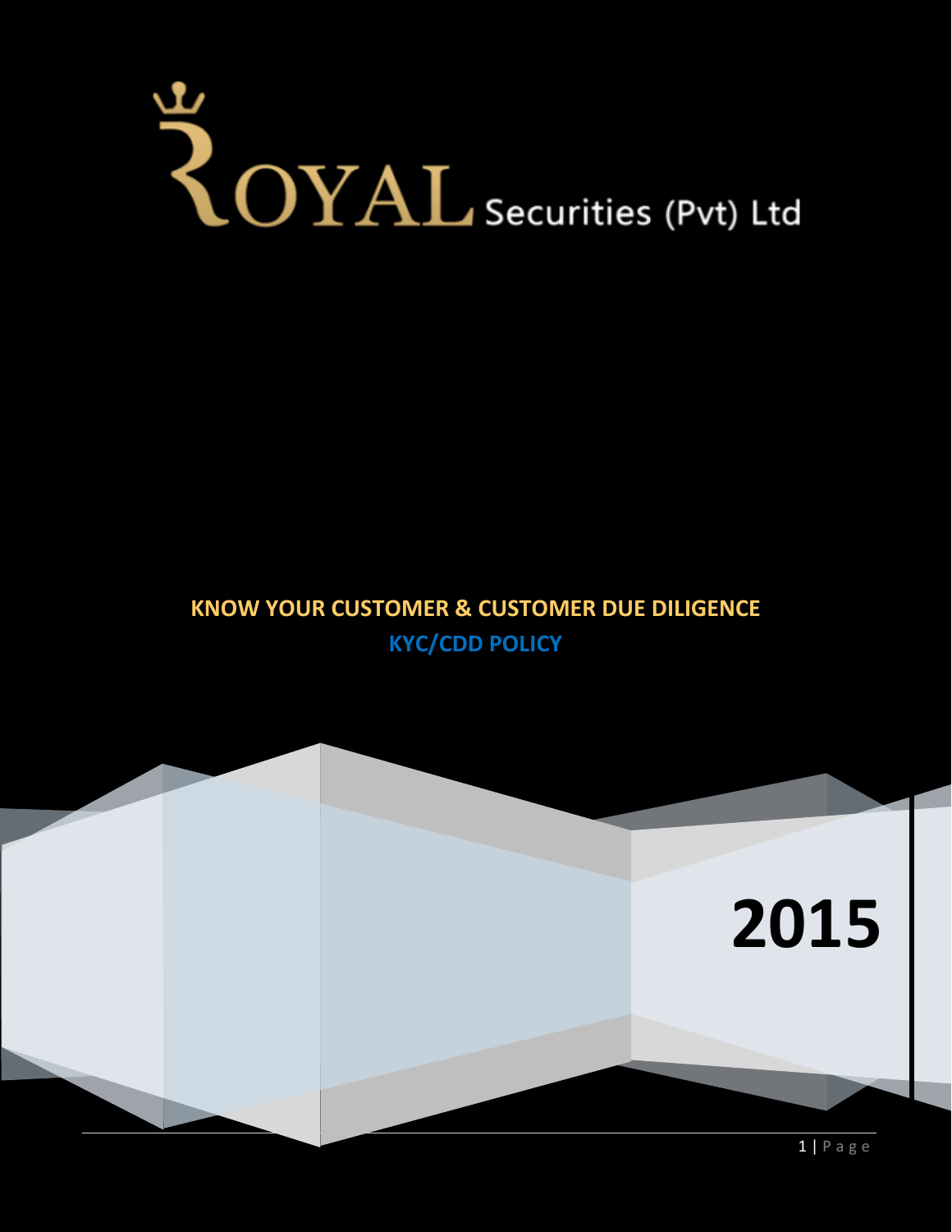# ROYAL Securities (Pvt) Ltd

## KNOW YOUR CUSTOMER & CUSTOMER DUE DILIGENCE

## KYC/CDD POLICY

2015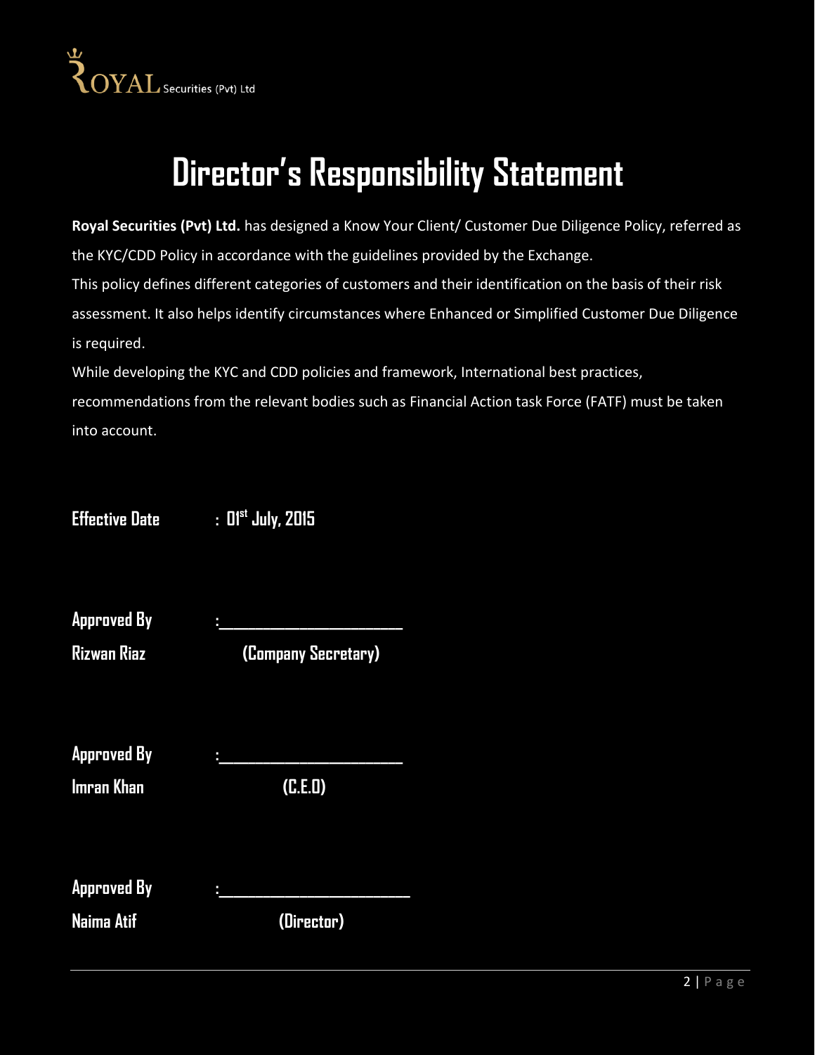# Director's Responsibility Statement

**Royal Securities (Pvt) Ltd.** has designed a Know Your Client/ Customer Due Diligence Policy, referred as the KYC/CDD Policy in accordance with the guidelines provided by the Exchange.

This policy defines different categories of customers and their identification on the basis of their risk assessment. It also helps identify circumstances where Enhanced or Simplified Customer Due Diligence is required.

While developing the KYC and CDD policies and framework, International best practices, recommendations from the relevant bodies such as Financial Action task Force (FATF) must be taken into account.

**Effective Date** : **01st July, 2015**

**Approved By** :______________________

**Rizwan Riaz** **(Company Secretary)**

**Approved By** :______________________

**Imran Khan** **(C.E.O)**

**Approved By** :______________________

**Naima Atif** **(Director)**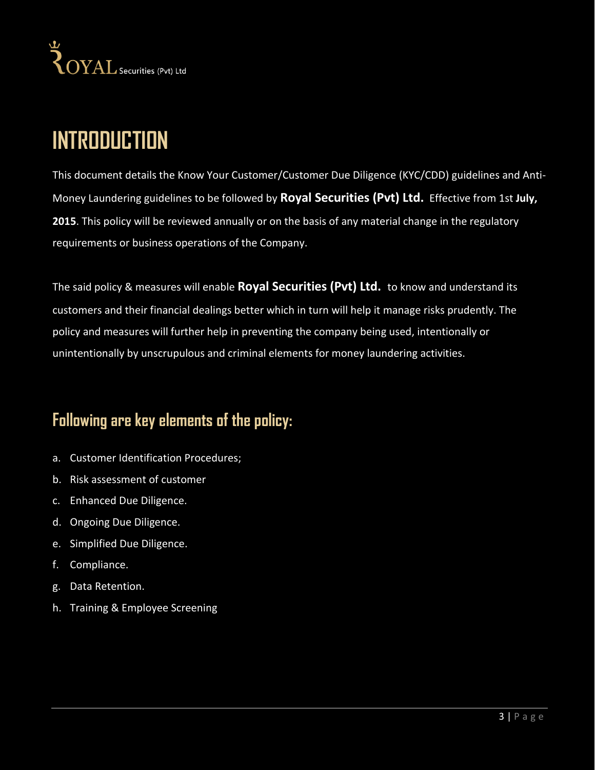# INTRODUCTION

This document details the Know Your Customer/Customer Due Diligence (KYC/CDD) guidelines and Anti-Money Laundering guidelines to be followed by **Royal Securities (Pvt) Ltd.** Effective from 1st **July, 2015**. This policy will be reviewed annually or on the basis of any material change in the regulatory requirements or business operations of the Company.

The said policy & measures will enable **Royal Securities (Pvt) Ltd.** to know and understand its customers and their financial dealings better which in turn will help it manage risks prudently. The policy and measures will further help in preventing the company being used, intentionally or unintentionally by unscrupulous and criminal elements for money laundering activities.

## Following are key elements of the policy:

a. Customer Identification Procedures;
b. Risk assessment of customer
c. Enhanced Due Diligence.
d. Ongoing Due Diligence.
e. Simplified Due Diligence.
f. Compliance.
g. Data Retention.
h. Training & Employee Screening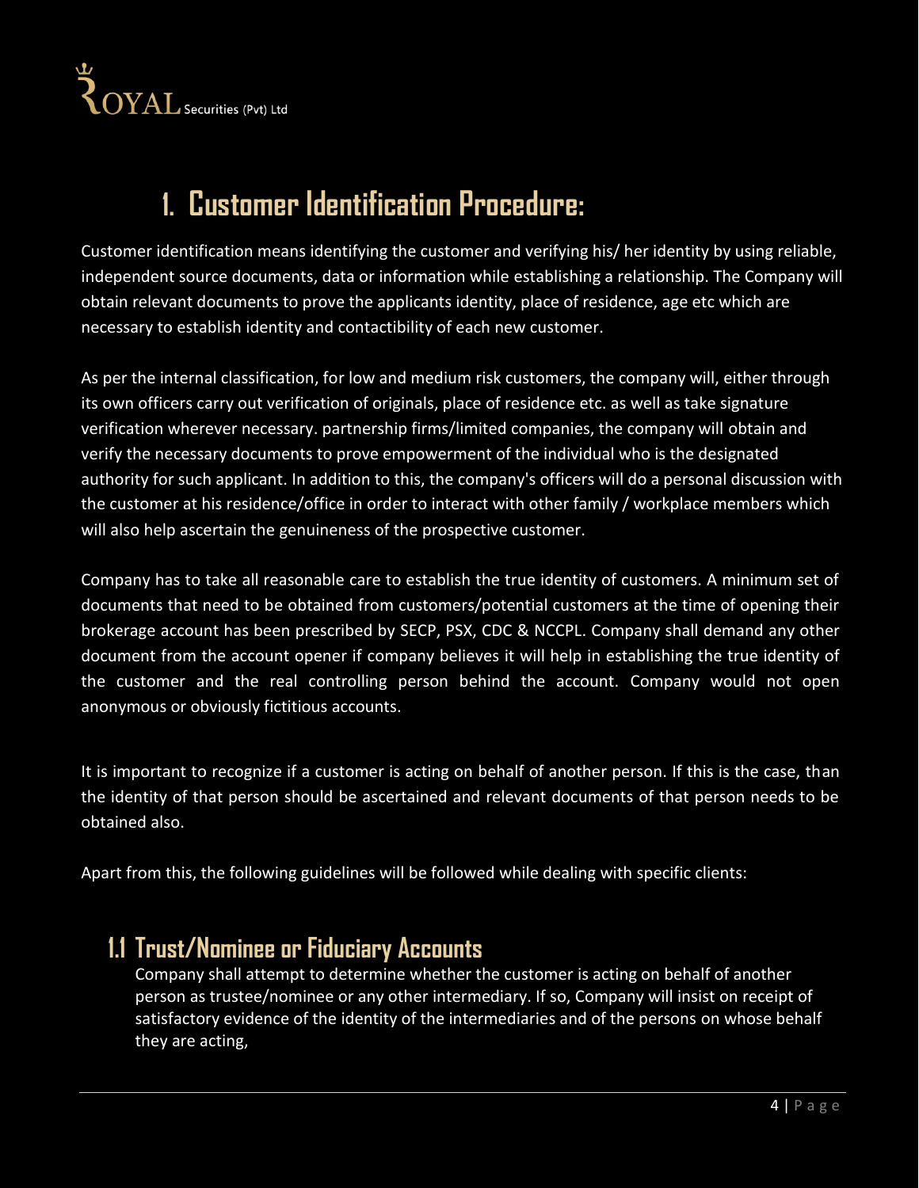# 1. Customer Identification Procedure:

Customer identification means identifying the customer and verifying his/ her identity by using reliable, independent source documents, data or information while establishing a relationship. The Company will obtain relevant documents to prove the applicants identity, place of residence, age etc which are necessary to establish identity and contactibility of each new customer.

As per the internal classification, for low and medium risk customers, the company will, either through its own officers carry out verification of originals, place of residence etc. as well as take signature verification wherever necessary. partnership firms/limited companies, the company will obtain and verify the necessary documents to prove empowerment of the individual who is the designated authority for such applicant. In addition to this, the company's officers will do a personal discussion with the customer at his residence/office in order to interact with other family / workplace members which will also help ascertain the genuineness of the prospective customer.

Company has to take all reasonable care to establish the true identity of customers. A minimum set of documents that need to be obtained from customers/potential customers at the time of opening their brokerage account has been prescribed by SECP, PSX, CDC & NCCPL. Company shall demand any other document from the account opener if company believes it will help in establishing the true identity of the customer and the real controlling person behind the account. Company would not open anonymous or obviously fictitious accounts.

It is important to recognize if a customer is acting on behalf of another person. If this is the case, than the identity of that person should be ascertained and relevant documents of that person needs to be obtained also.

Apart from this, the following guidelines will be followed while dealing with specific clients:

## 1.1 Trust/Nominee or Fiduciary Accounts

Company shall attempt to determine whether the customer is acting on behalf of another person as trustee/nominee or any other intermediary. If so, Company will insist on receipt of satisfactory evidence of the identity of the intermediaries and of the persons on whose behalf they are acting,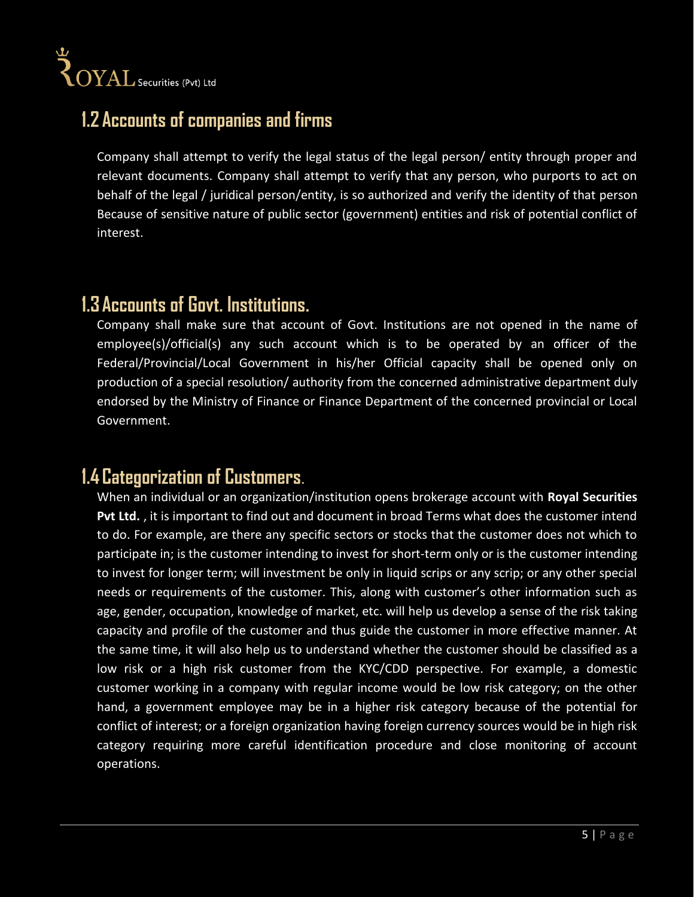## 1.2 Accounts of companies and firms

Company shall attempt to verify the legal status of the legal person/ entity through proper and relevant documents. Company shall attempt to verify that any person, who purports to act on behalf of the legal / juridical person/entity, is so authorized and verify the identity of that person Because of sensitive nature of public sector (government) entities and risk of potential conflict of interest.

## 1.3 Accounts of Govt. Institutions.

Company shall make sure that account of Govt. Institutions are not opened in the name of employee(s)/official(s) any such account which is to be operated by an officer of the Federal/Provincial/Local Government in his/her Official capacity shall be opened only on production of a special resolution/ authority from the concerned administrative department duly endorsed by the Ministry of Finance or Finance Department of the concerned provincial or Local Government.

## 1.4 Categorization of Customers.

When an individual or an organization/institution opens brokerage account with **Royal Securities Pvt Ltd.** , it is important to find out and document in broad Terms what does the customer intend to do. For example, are there any specific sectors or stocks that the customer does not which to participate in; is the customer intending to invest for short-term only or is the customer intending to invest for longer term; will investment be only in liquid scrips or any scrip; or any other special needs or requirements of the customer. This, along with customer's other information such as age, gender, occupation, knowledge of market, etc. will help us develop a sense of the risk taking capacity and profile of the customer and thus guide the customer in more effective manner. At the same time, it will also help us to understand whether the customer should be classified as a low risk or a high risk customer from the KYC/CDD perspective. For example, a domestic customer working in a company with regular income would be low risk category; on the other hand, a government employee may be in a higher risk category because of the potential for conflict of interest; or a foreign organization having foreign currency sources would be in high risk category requiring more careful identification procedure and close monitoring of account operations.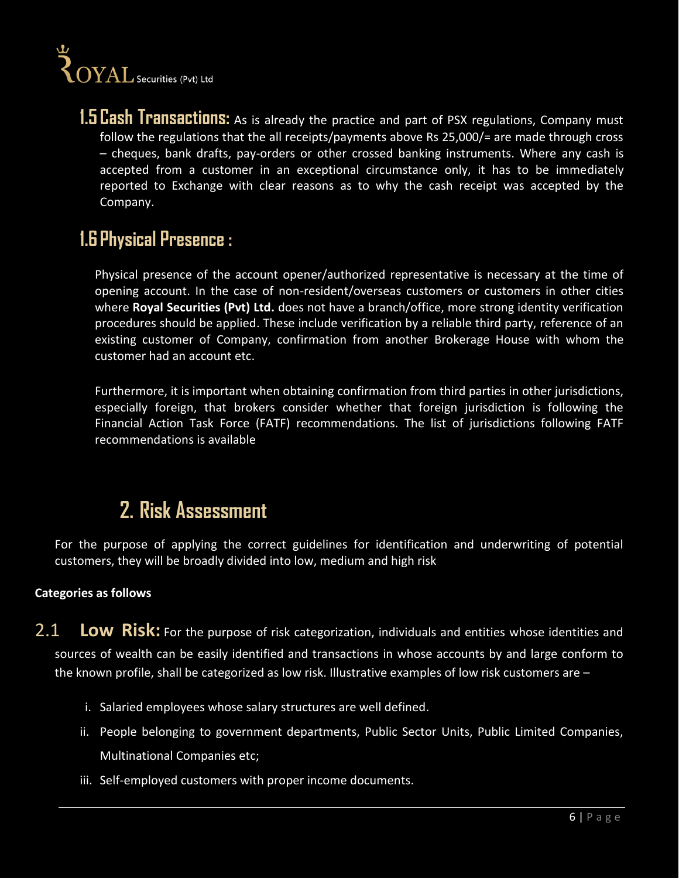### 1.5 Cash Transactions:

As is already the practice and part of PSX regulations, Company must follow the regulations that the all receipts/payments above Rs 25,000/= are made through cross – cheques, bank drafts, pay-orders or other crossed banking instruments. Where any cash is accepted from a customer in an exceptional circumstance only, it has to be immediately reported to Exchange with clear reasons as to why the cash receipt was accepted by the Company.

### 1.6 Physical Presence :

Physical presence of the account opener/authorized representative is necessary at the time of opening account. In the case of non-resident/overseas customers or customers in other cities where **Royal Securities (Pvt) Ltd.** does not have a branch/office, more strong identity verification procedures should be applied. These include verification by a reliable third party, reference of an existing customer of Company, confirmation from another Brokerage House with whom the customer had an account etc.

Furthermore, it is important when obtaining confirmation from third parties in other jurisdictions, especially foreign, that brokers consider whether that foreign jurisdiction is following the Financial Action Task Force (FATF) recommendations. The list of jurisdictions following FATF recommendations is available

## 2. Risk Assessment

For the purpose of applying the correct guidelines for identification and underwriting of potential customers, they will be broadly divided into low, medium and high risk

**Categories as follows**

### 2.1 Low Risk:

For the purpose of risk categorization, individuals and entities whose identities and sources of wealth can be easily identified and transactions in whose accounts by and large conform to the known profile, shall be categorized as low risk. Illustrative examples of low risk customers are –

i. Salaried employees whose salary structures are well defined.
ii. People belonging to government departments, Public Sector Units, Public Limited Companies, Multinational Companies etc;
iii. Self-employed customers with proper income documents.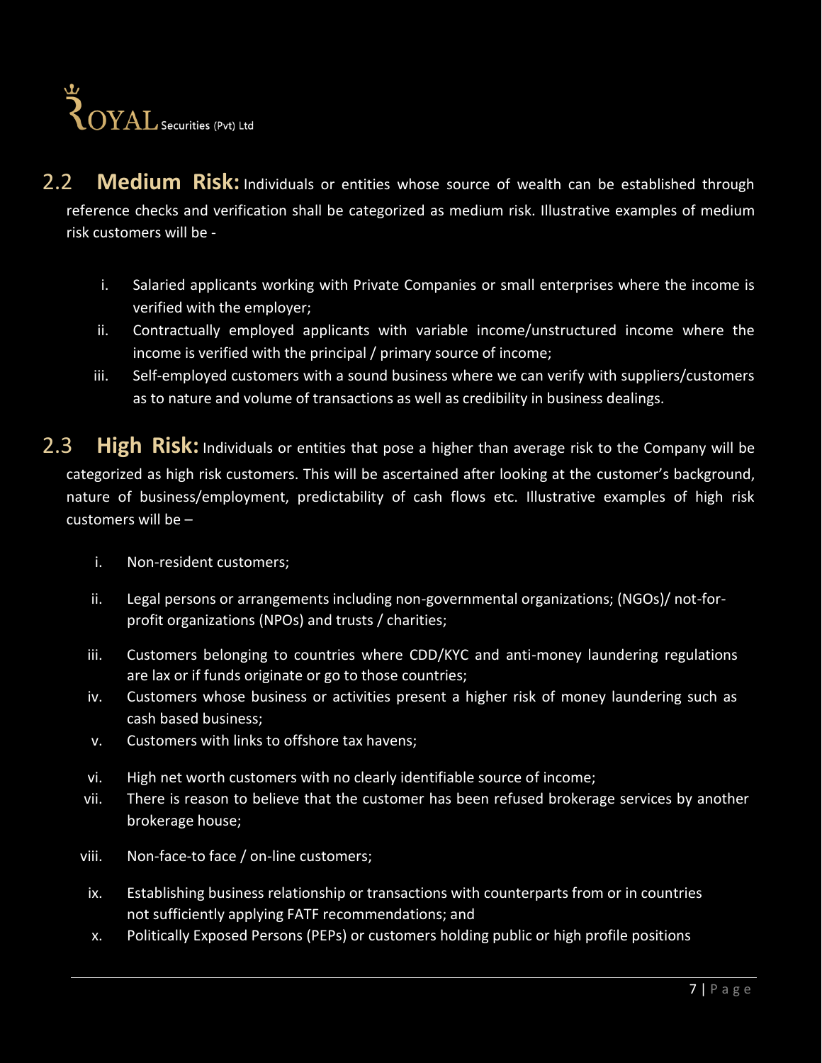**2.2 Medium Risk:** Individuals or entities whose source of wealth can be established through reference checks and verification shall be categorized as medium risk. Illustrative examples of medium risk customers will be -

i. Salaried applicants working with Private Companies or small enterprises where the income is verified with the employer;
ii. Contractually employed applicants with variable income/unstructured income where the income is verified with the principal / primary source of income;
iii. Self-employed customers with a sound business where we can verify with suppliers/customers as to nature and volume of transactions as well as credibility in business dealings.

**2.3 High Risk:** Individuals or entities that pose a higher than average risk to the Company will be categorized as high risk customers. This will be ascertained after looking at the customer's background, nature of business/employment, predictability of cash flows etc. Illustrative examples of high risk customers will be –

i. Non-resident customers;
ii. Legal persons or arrangements including non-governmental organizations; (NGOs)/ not-for-profit organizations (NPOs) and trusts / charities;
iii. Customers belonging to countries where CDD/KYC and anti-money laundering regulations are lax or if funds originate or go to those countries;
iv. Customers whose business or activities present a higher risk of money laundering such as cash based business;
v. Customers with links to offshore tax havens;
vi. High net worth customers with no clearly identifiable source of income;
vii. There is reason to believe that the customer has been refused brokerage services by another brokerage house;
viii. Non-face-to face / on-line customers;
ix. Establishing business relationship or transactions with counterparts from or in countries not sufficiently applying FATF recommendations; and
x. Politically Exposed Persons (PEPs) or customers holding public or high profile positions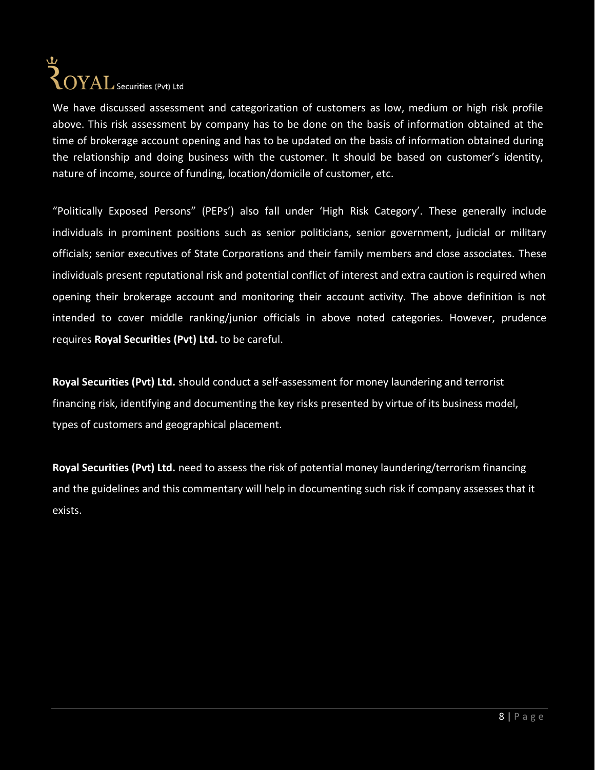We have discussed assessment and categorization of customers as low, medium or high risk profile above. This risk assessment by company has to be done on the basis of information obtained at the time of brokerage account opening and has to be updated on the basis of information obtained during the relationship and doing business with the customer. It should be based on customer's identity, nature of income, source of funding, location/domicile of customer, etc.

"Politically Exposed Persons" (PEPs') also fall under 'High Risk Category'. These generally include individuals in prominent positions such as senior politicians, senior government, judicial or military officials; senior executives of State Corporations and their family members and close associates. These individuals present reputational risk and potential conflict of interest and extra caution is required when opening their brokerage account and monitoring their account activity. The above definition is not intended to cover middle ranking/junior officials in above noted categories. However, prudence requires **Royal Securities (Pvt) Ltd.** to be careful.

**Royal Securities (Pvt) Ltd.** should conduct a self-assessment for money laundering and terrorist financing risk, identifying and documenting the key risks presented by virtue of its business model, types of customers and geographical placement.

**Royal Securities (Pvt) Ltd.** need to assess the risk of potential money laundering/terrorism financing and the guidelines and this commentary will help in documenting such risk if company assesses that it exists.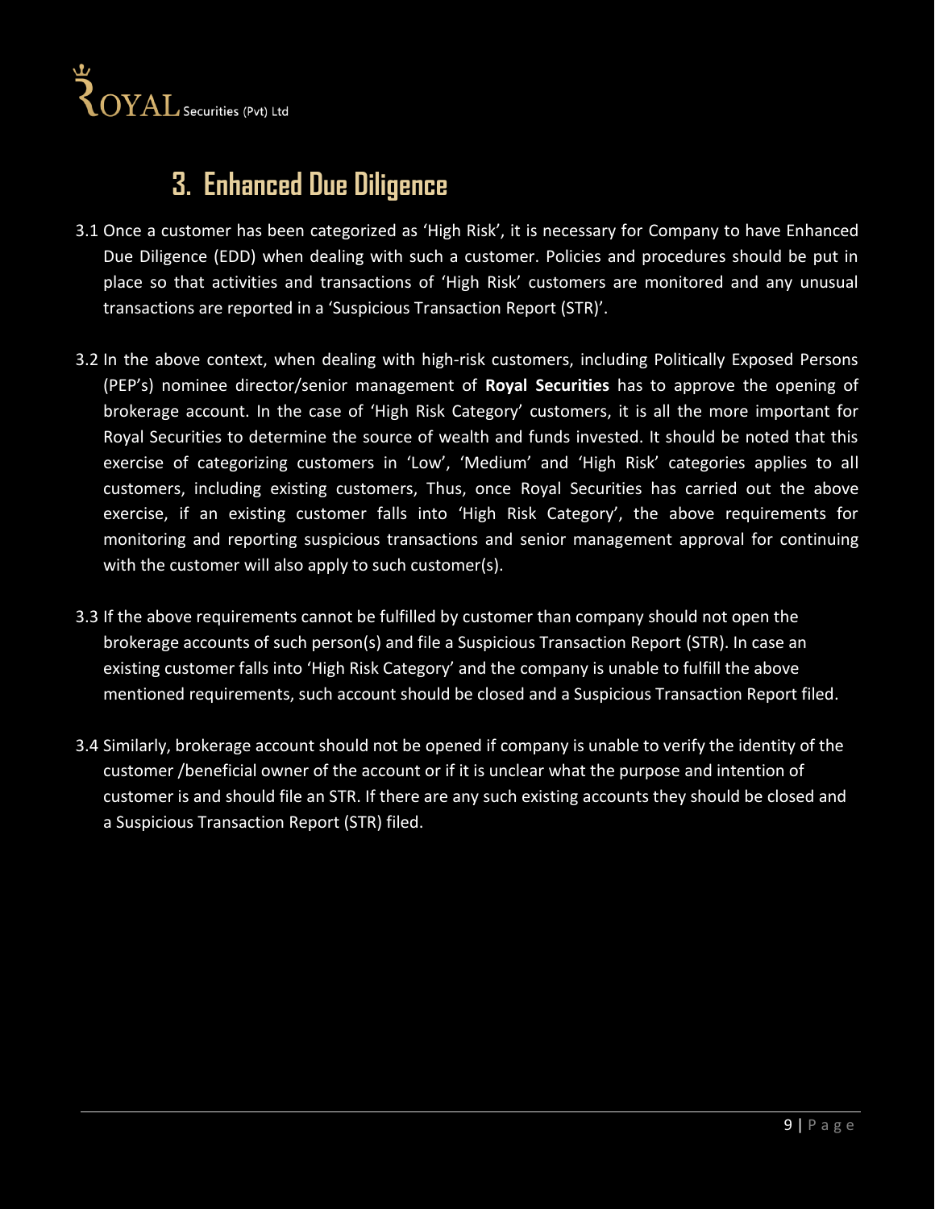# 3. Enhanced Due Diligence

3.1 Once a customer has been categorized as 'High Risk', it is necessary for Company to have Enhanced Due Diligence (EDD) when dealing with such a customer. Policies and procedures should be put in place so that activities and transactions of 'High Risk' customers are monitored and any unusual transactions are reported in a 'Suspicious Transaction Report (STR)'.

3.2 In the above context, when dealing with high-risk customers, including Politically Exposed Persons (PEP's) nominee director/senior management of **Royal Securities** has to approve the opening of brokerage account. In the case of 'High Risk Category' customers, it is all the more important for Royal Securities to determine the source of wealth and funds invested. It should be noted that this exercise of categorizing customers in 'Low', 'Medium' and 'High Risk' categories applies to all customers, including existing customers, Thus, once Royal Securities has carried out the above exercise, if an existing customer falls into 'High Risk Category', the above requirements for monitoring and reporting suspicious transactions and senior management approval for continuing with the customer will also apply to such customer(s).

3.3 If the above requirements cannot be fulfilled by customer than company should not open the brokerage accounts of such person(s) and file a Suspicious Transaction Report (STR). In case an existing customer falls into 'High Risk Category' and the company is unable to fulfill the above mentioned requirements, such account should be closed and a Suspicious Transaction Report filed.

3.4 Similarly, brokerage account should not be opened if company is unable to verify the identity of the customer /beneficial owner of the account or if it is unclear what the purpose and intention of customer is and should file an STR. If there are any such existing accounts they should be closed and a Suspicious Transaction Report (STR) filed.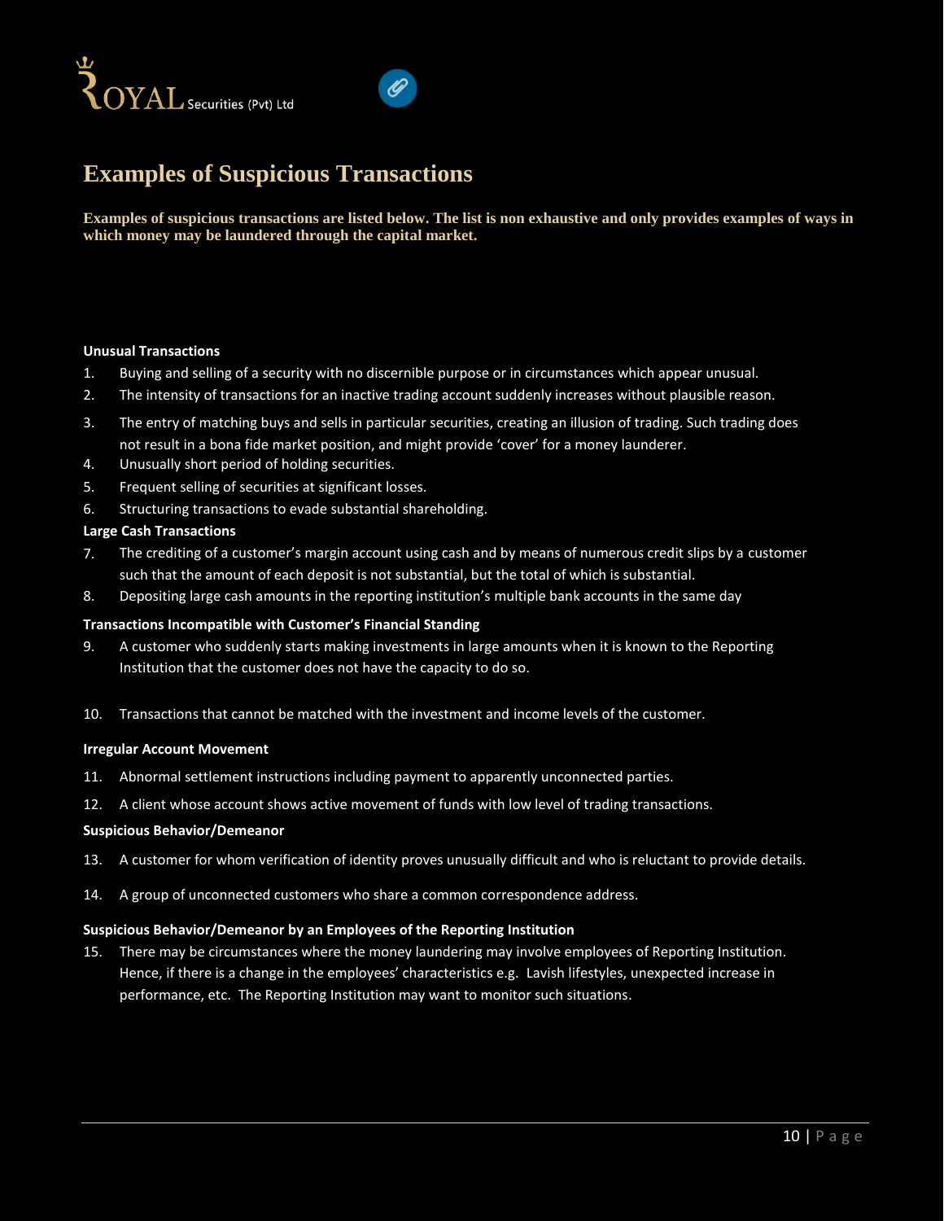# Examples of Suspicious Transactions

**Examples of suspicious transactions are listed below. The list is non exhaustive and only provides examples of ways in which money may be laundered through the capital market.**

**Unusual Transactions**

1. Buying and selling of a security with no discernible purpose or in circumstances which appear unusual.
2. The intensity of transactions for an inactive trading account suddenly increases without plausible reason.
3. The entry of matching buys and sells in particular securities, creating an illusion of trading. Such trading does not result in a bona fide market position, and might provide 'cover' for a money launderer.
4. Unusually short period of holding securities.
5. Frequent selling of securities at significant losses.
6. Structuring transactions to evade substantial shareholding.

**Large Cash Transactions**

7. The crediting of a customer's margin account using cash and by means of numerous credit slips by a customer such that the amount of each deposit is not substantial, but the total of which is substantial.
8. Depositing large cash amounts in the reporting institution's multiple bank accounts in the same day

**Transactions Incompatible with Customer's Financial Standing**

9. A customer who suddenly starts making investments in large amounts when it is known to the Reporting Institution that the customer does not have the capacity to do so.
10. Transactions that cannot be matched with the investment and income levels of the customer.

**Irregular Account Movement**

11. Abnormal settlement instructions including payment to apparently unconnected parties.
12. A client whose account shows active movement of funds with low level of trading transactions.

**Suspicious Behavior/Demeanor**

13. A customer for whom verification of identity proves unusually difficult and who is reluctant to provide details.
14. A group of unconnected customers who share a common correspondence address.

**Suspicious Behavior/Demeanor by an Employees of the Reporting Institution**

15. There may be circumstances where the money laundering may involve employees of Reporting Institution. Hence, if there is a change in the employees' characteristics e.g. Lavish lifestyles, unexpected increase in performance, etc. The Reporting Institution may want to monitor such situations.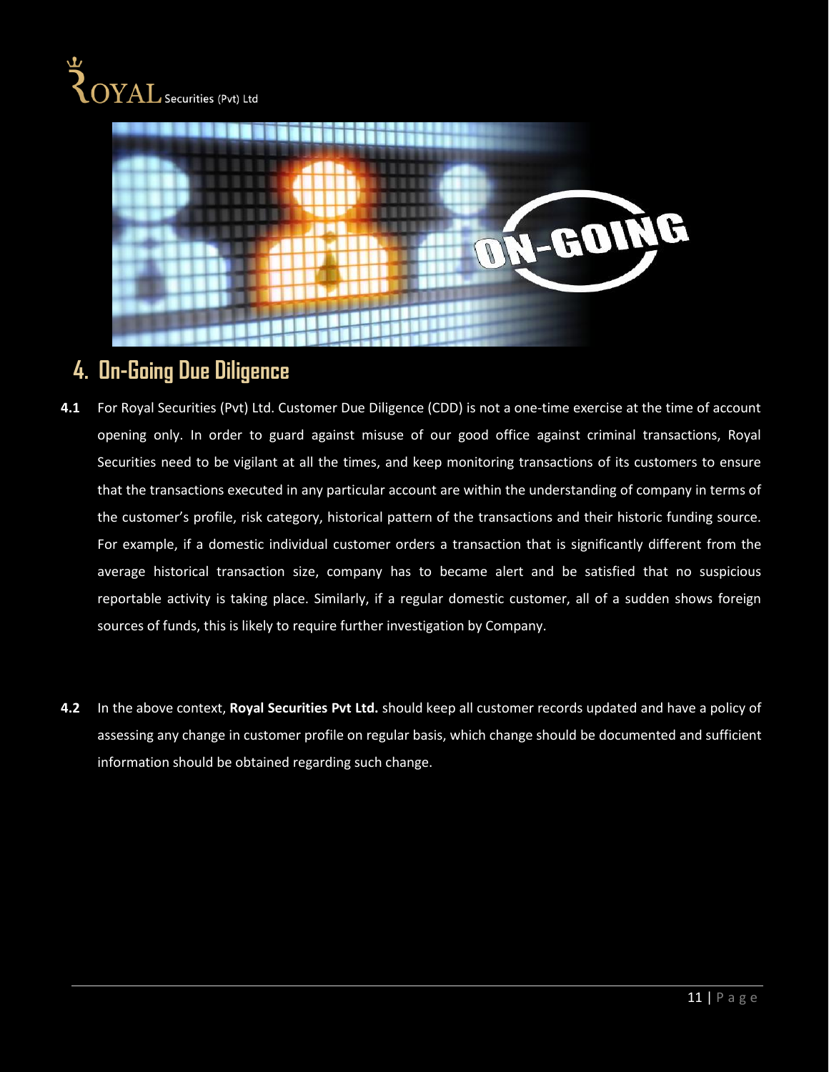## 4. On-Going Due Diligence

**4.1** For Royal Securities (Pvt) Ltd. Customer Due Diligence (CDD) is not a one-time exercise at the time of account opening only. In order to guard against misuse of our good office against criminal transactions, Royal Securities need to be vigilant at all the times, and keep monitoring transactions of its customers to ensure that the transactions executed in any particular account are within the understanding of company in terms of the customer's profile, risk category, historical pattern of the transactions and their historic funding source. For example, if a domestic individual customer orders a transaction that is significantly different from the average historical transaction size, company has to became alert and be satisfied that no suspicious reportable activity is taking place. Similarly, if a regular domestic customer, all of a sudden shows foreign sources of funds, this is likely to require further investigation by Company.

**4.2** In the above context, **Royal Securities Pvt Ltd.** should keep all customer records updated and have a policy of assessing any change in customer profile on regular basis, which change should be documented and sufficient information should be obtained regarding such change.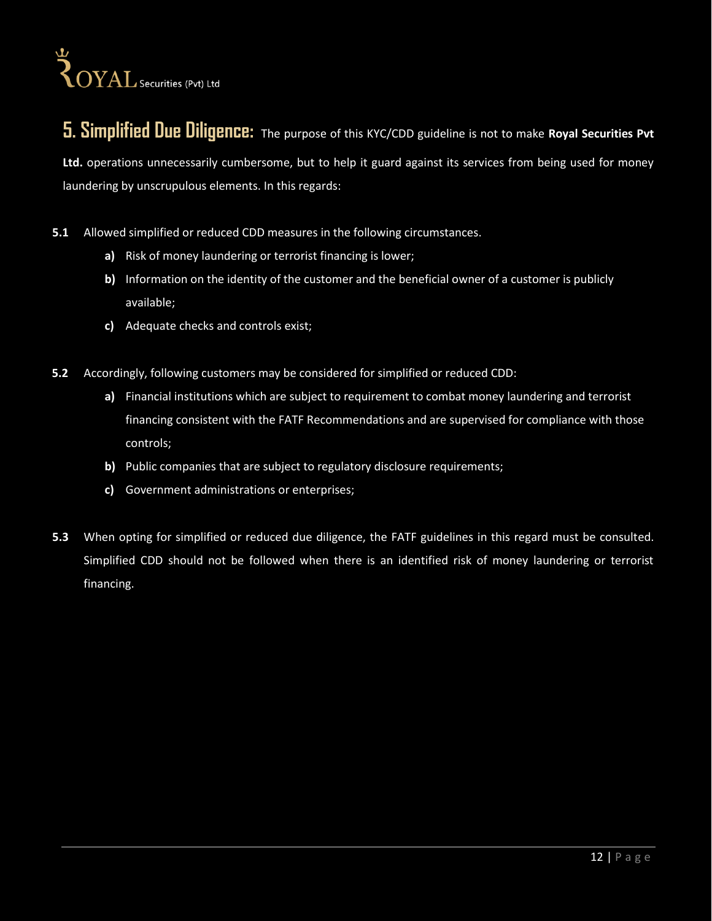## 5. Simplified Due Diligence:

The purpose of this KYC/CDD guideline is not to make **Royal Securities Pvt Ltd.** operations unnecessarily cumbersome, but to help it guard against its services from being used for money laundering by unscrupulous elements. In this regards:

**5.1** Allowed simplified or reduced CDD measures in the following circumstances.

- **a)** Risk of money laundering or terrorist financing is lower;
- **b)** Information on the identity of the customer and the beneficial owner of a customer is publicly available;
- **c)** Adequate checks and controls exist;

**5.2** Accordingly, following customers may be considered for simplified or reduced CDD:

- **a)** Financial institutions which are subject to requirement to combat money laundering and terrorist financing consistent with the FATF Recommendations and are supervised for compliance with those controls;
- **b)** Public companies that are subject to regulatory disclosure requirements;
- **c)** Government administrations or enterprises;

**5.3** When opting for simplified or reduced due diligence, the FATF guidelines in this regard must be consulted. Simplified CDD should not be followed when there is an identified risk of money laundering or terrorist financing.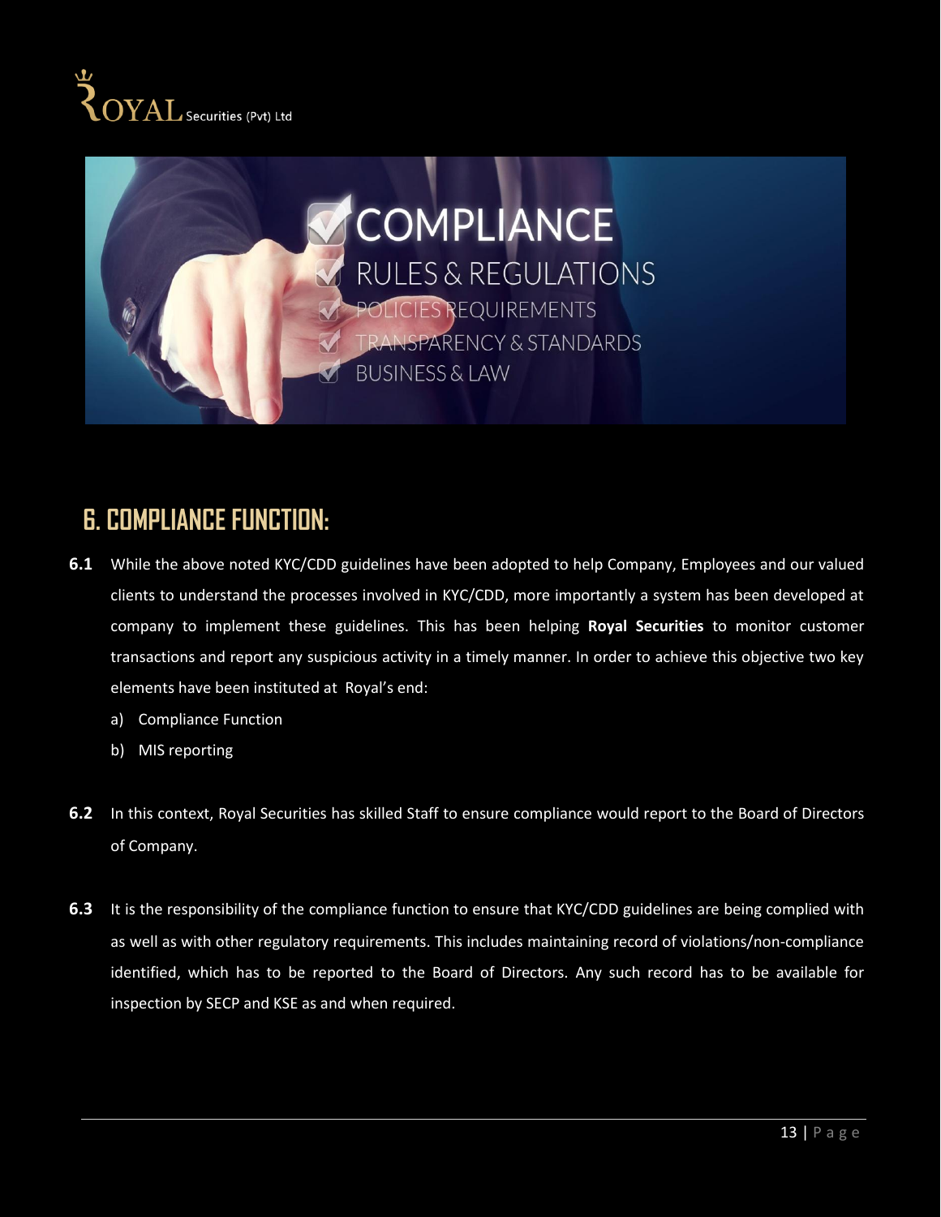## 6. COMPLIANCE FUNCTION:

**6.1** While the above noted KYC/CDD guidelines have been adopted to help Company, Employees and our valued clients to understand the processes involved in KYC/CDD, more importantly a system has been developed at company to implement these guidelines. This has been helping **Royal Securities** to monitor customer transactions and report any suspicious activity in a timely manner. In order to achieve this objective two key elements have been instituted at Royal's end:

a) Compliance Function

b) MIS reporting

**6.2** In this context, Royal Securities has skilled Staff to ensure compliance would report to the Board of Directors of Company.

**6.3** It is the responsibility of the compliance function to ensure that KYC/CDD guidelines are being complied with as well as with other regulatory requirements. This includes maintaining record of violations/non-compliance identified, which has to be reported to the Board of Directors. Any such record has to be available for inspection by SECP and KSE as and when required.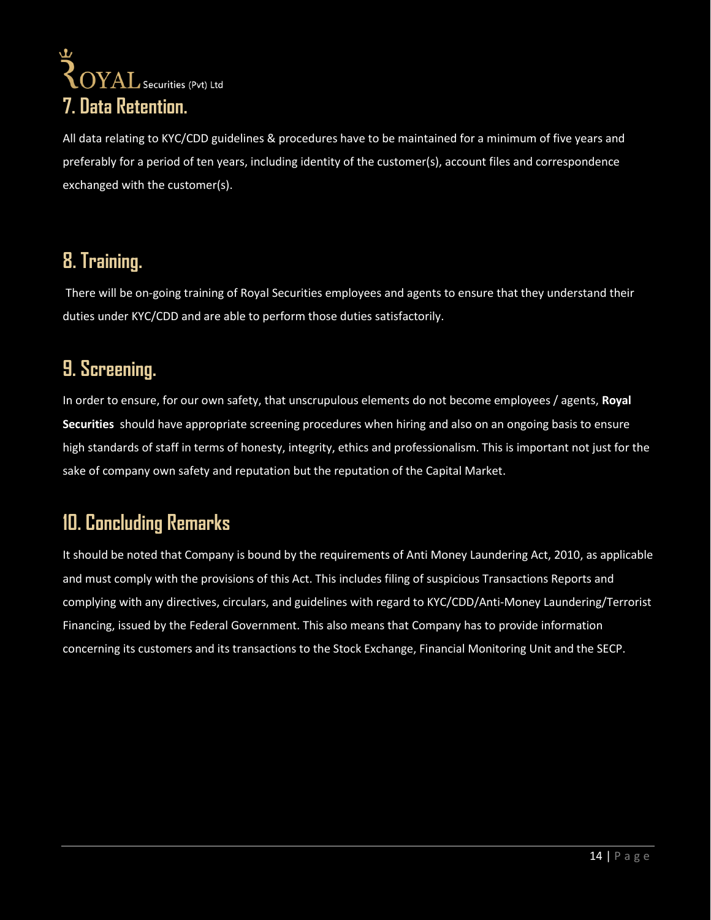## 7. Data Retention.

All data relating to KYC/CDD guidelines & procedures have to be maintained for a minimum of five years and preferably for a period of ten years, including identity of the customer(s), account files and correspondence exchanged with the customer(s).

## 8. Training.

There will be on-going training of Royal Securities employees and agents to ensure that they understand their duties under KYC/CDD and are able to perform those duties satisfactorily.

## 9. Screening.

In order to ensure, for our own safety, that unscrupulous elements do not become employees / agents, **Royal Securities** should have appropriate screening procedures when hiring and also on an ongoing basis to ensure high standards of staff in terms of honesty, integrity, ethics and professionalism. This is important not just for the sake of company own safety and reputation but the reputation of the Capital Market.

## 10. Concluding Remarks

It should be noted that Company is bound by the requirements of Anti Money Laundering Act, 2010, as applicable and must comply with the provisions of this Act. This includes filing of suspicious Transactions Reports and complying with any directives, circulars, and guidelines with regard to KYC/CDD/Anti-Money Laundering/Terrorist Financing, issued by the Federal Government. This also means that Company has to provide information concerning its customers and its transactions to the Stock Exchange, Financial Monitoring Unit and the SECP.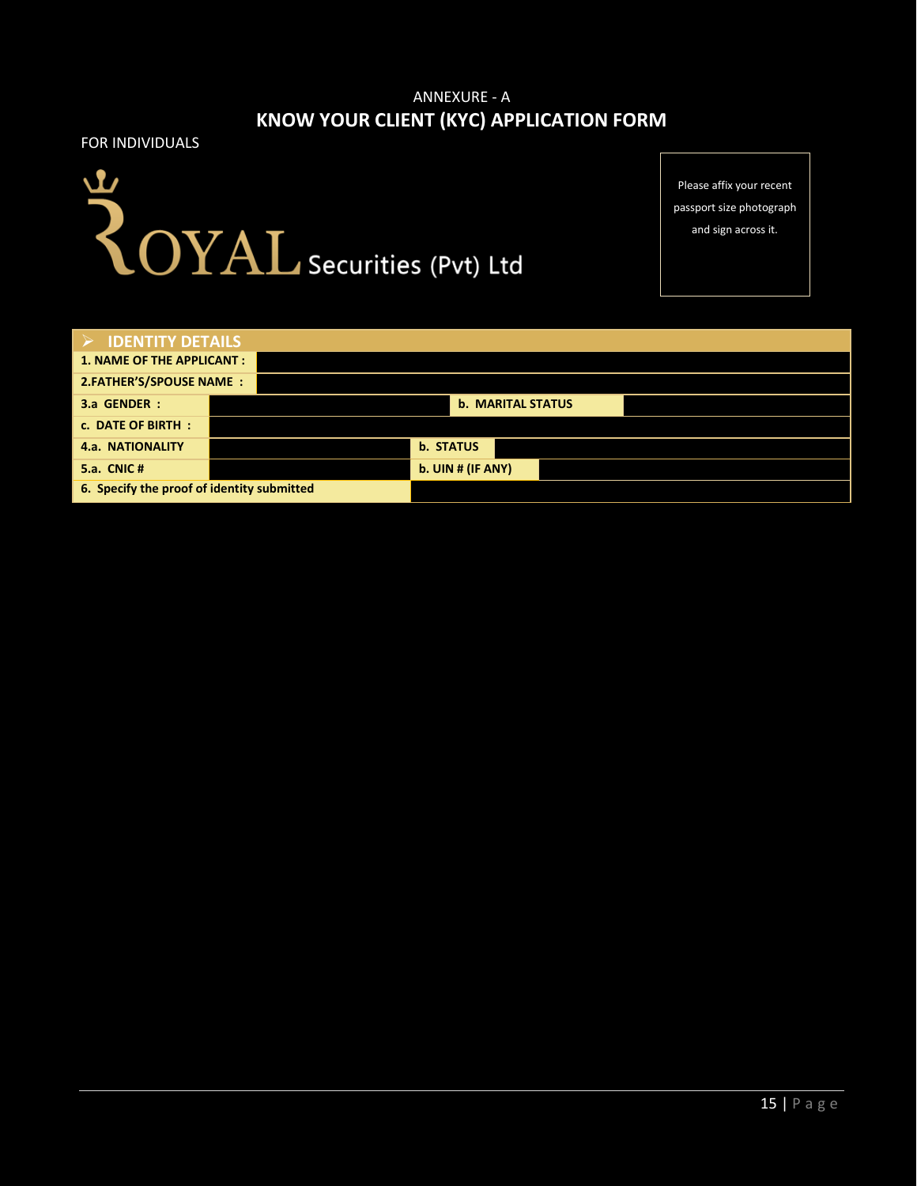ANNEXURE - A

# KNOW YOUR CLIENT (KYC) APPLICATION FORM

FOR INDIVIDUALS

ROYAL Securities (Pvt) Ltd

Please affix your recent passport size photograph and sign across it.

## ➢ IDENTITY DETAILS

| | | | |
|---|---|---|---|
| **1. NAME OF THE APPLICANT :** | | | |
| **2.FATHER'S/SPOUSE NAME :** | | | |
| **3.a GENDER :** | | **b. MARITAL STATUS** | |
| **c. DATE OF BIRTH :** | | | |
| **4.a. NATIONALITY** | | **b. STATUS** | |
| **5.a. CNIC #** | | **b. UIN # (IF ANY)** | |
| **6. Specify the proof of identity submitted** | | | |